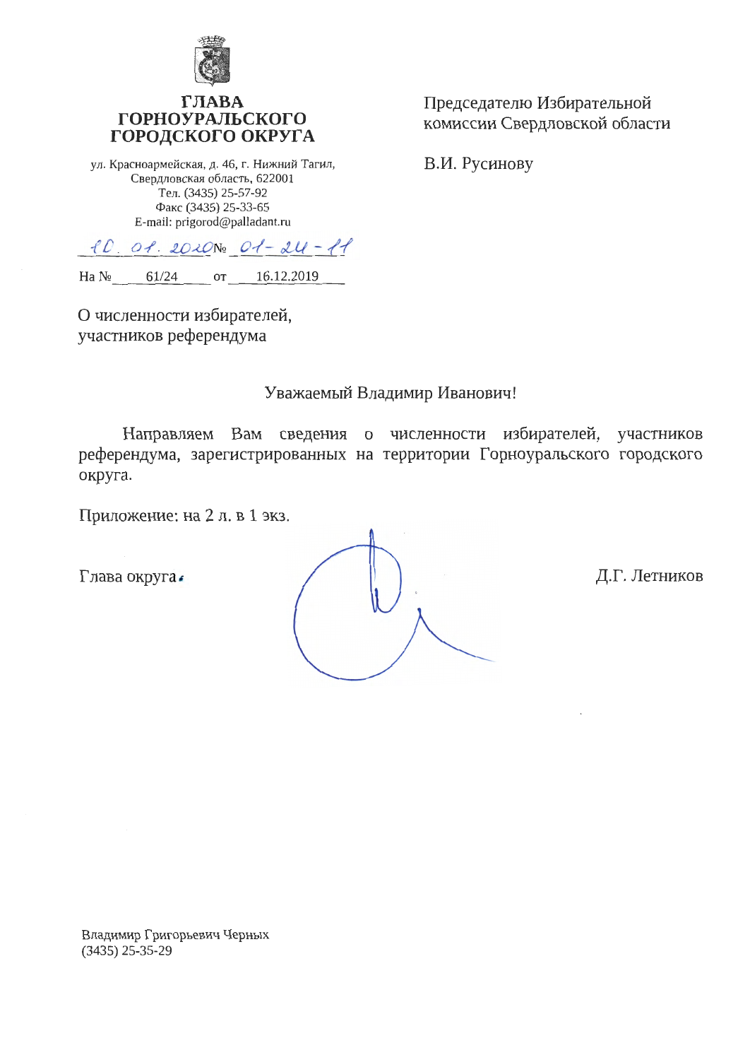**ГЛАВА ГОРНОУРАЛЬСКОГО ГОРОДСКОГО ОКРУГА**

ул. Красноармейская, д. 46, г. Нижний Тагил, Свердловская область, 622001
Тел. (3435) 25-57-92
Факс (3435) 25-33-65
E-mail: prigorod@palladant.ru

10. 01. 2020 № 01-24-11

На № 61/24 от 16.12.2019

Председателю Избирательной комиссии Свердловской области

В.И. Русинову

О численности избирателей, участников референдума

Уважаемый Владимир Иванович!

Направляем Вам сведения о численности избирателей, участников референдума, зарегистрированных на территории Горноуральского городского округа.

Приложение: на 2 л. в 1 экз.

Глава округа Д.Г. Летников

Владимир Григорьевич Черных
(3435) 25-35-29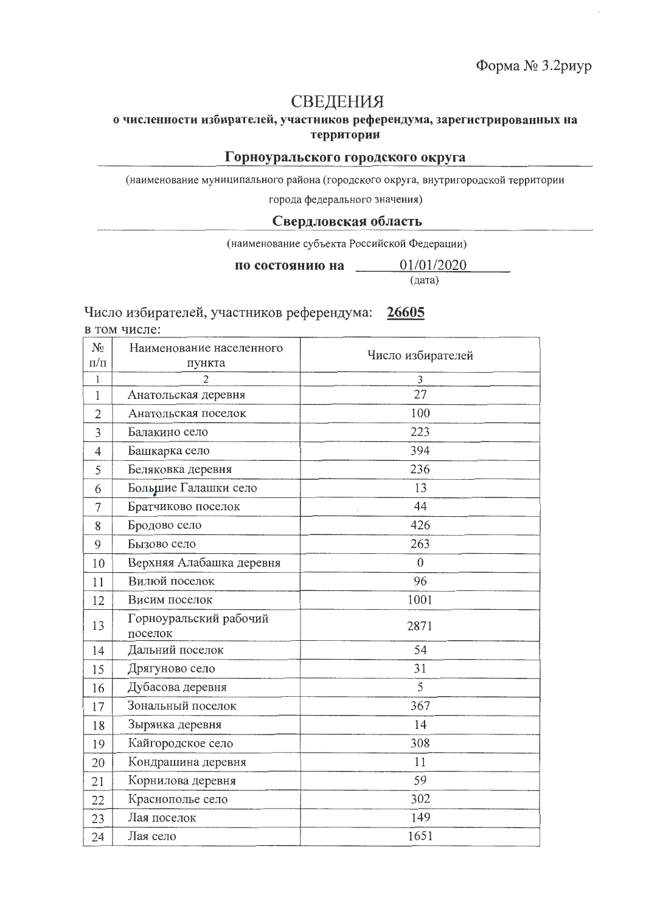Форма № 3.2риур

# СВЕДЕНИЯ

**о численности избирателей, участников референдума, зарегистрированных на территории**

**Горноуральского городского округа**

(наименование муниципального района (городского округа, внутригородской территории города федерального значения)

**Свердловская область**

(наименование субъекта Российской Федерации)

**по состоянию на** 01/01/2020
(дата)

Число избирателей, участников референдума: **26605**
в том числе:

| № п/п | Наименование населенного пункта | Число избирателей |
|---|---|---|
| 1 | 2 | 3 |
| 1 | Анатольская деревня | 27 |
| 2 | Анатольская поселок | 100 |
| 3 | Балакино село | 223 |
| 4 | Башкарка село | 394 |
| 5 | Беляковка деревня | 236 |
| 6 | Большие Галашки село | 13 |
| 7 | Братчиково поселок | 44 |
| 8 | Бродово село | 426 |
| 9 | Бызово село | 263 |
| 10 | Верхняя Алабашка деревня | 0 |
| 11 | Вилюй поселок | 96 |
| 12 | Висим поселок | 1001 |
| 13 | Горноуральский рабочий поселок | 2871 |
| 14 | Дальний поселок | 54 |
| 15 | Дрягуново село | 31 |
| 16 | Дубасова деревня | 5 |
| 17 | Зональный поселок | 367 |
| 18 | Зырянка деревня | 14 |
| 19 | Кайгородское село | 308 |
| 20 | Кондрашина деревня | 11 |
| 21 | Корнилова деревня | 59 |
| 22 | Краснополье село | 302 |
| 23 | Лая поселок | 149 |
| 24 | Лая село | 1651 |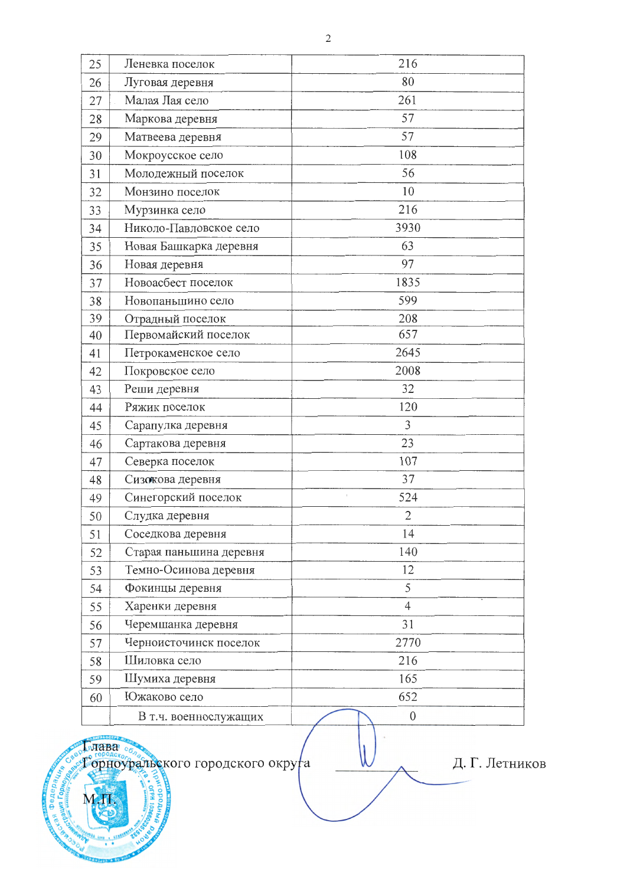| | | |
|---|---|---|
| 25 | Леневка поселок | 216 |
| 26 | Луговая деревня | 80 |
| 27 | Малая Лая село | 261 |
| 28 | Маркова деревня | 57 |
| 29 | Матвеева деревня | 57 |
| 30 | Мокроусское село | 108 |
| 31 | Молодежный поселок | 56 |
| 32 | Монзино поселок | 10 |
| 33 | Мурзинка село | 216 |
| 34 | Николо-Павловское село | 3930 |
| 35 | Новая Башкарка деревня | 63 |
| 36 | Новая деревня | 97 |
| 37 | Новоасбест поселок | 1835 |
| 38 | Новопаньшино село | 599 |
| 39 | Отрадный поселок | 208 |
| 40 | Первомайский поселок | 657 |
| 41 | Петрокаменское село | 2645 |
| 42 | Покровское село | 2008 |
| 43 | Реши деревня | 32 |
| 44 | Ряжик поселок | 120 |
| 45 | Сарапулка деревня | 3 |
| 46 | Сартакова деревня | 23 |
| 47 | Северка поселок | 107 |
| 48 | Сизикова деревня | 37 |
| 49 | Синегорский поселок | 524 |
| 50 | Слудка деревня | 2 |
| 51 | Соседкова деревня | 14 |
| 52 | Старая паньшина деревня | 140 |
| 53 | Темно-Осинова деревня | 12 |
| 54 | Фокинцы деревня | 5 |
| 55 | Харенки деревня | 4 |
| 56 | Черемшанка деревня | 31 |
| 57 | Черноисточинск поселок | 2770 |
| 58 | Шиловка село | 216 |
| 59 | Шумиха деревня | 165 |
| 60 | Южаково село | 652 |
| | В т.ч. военнослужащих | 0 |

Глава
Горноуральского городского округа Д. Г. Летников

М.П.